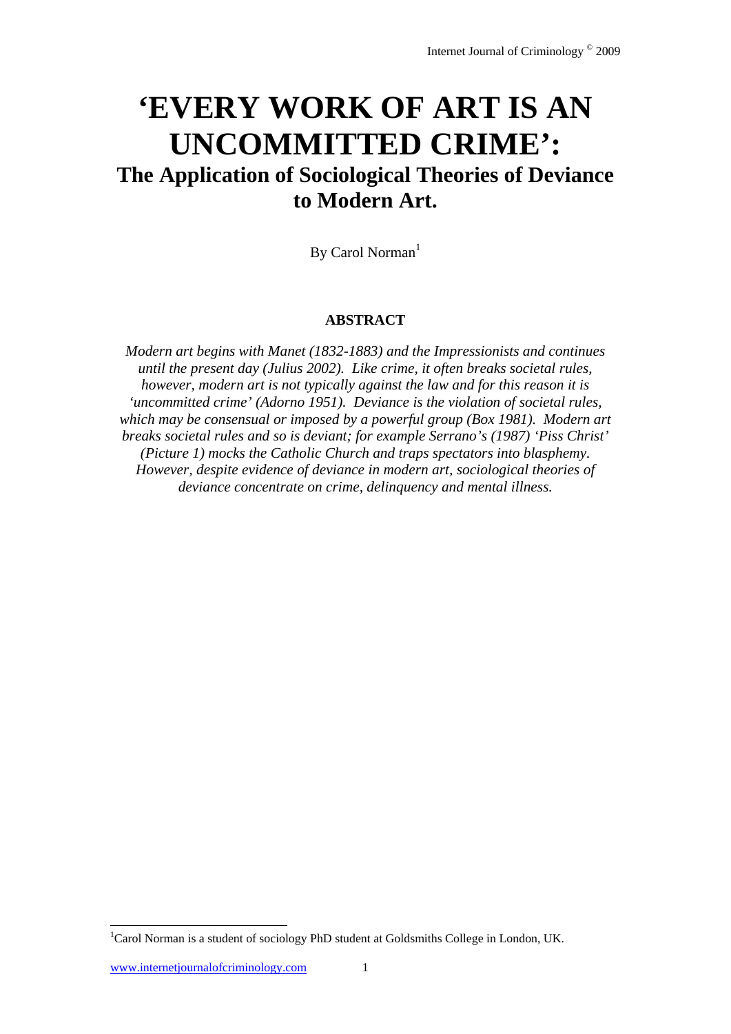# 'EVERY WORK OF ART IS AN UNCOMMITTED CRIME':

## The Application of Sociological Theories of Deviance to Modern Art.

By Carol Norman[1]

### ABSTRACT

*Modern art begins with Manet (1832-1883) and the Impressionists and continues until the present day (Julius 2002). Like crime, it often breaks societal rules, however, modern art is not typically against the law and for this reason it is 'uncommitted crime' (Adorno 1951). Deviance is the violation of societal rules, which may be consensual or imposed by a powerful group (Box 1981). Modern art breaks societal rules and so is deviant; for example Serrano's (1987) 'Piss Christ' (Picture 1) mocks the Catholic Church and traps spectators into blasphemy. However, despite evidence of deviance in modern art, sociological theories of deviance concentrate on crime, delinquency and mental illness.*

---

[1] Carol Norman is a student of sociology PhD student at Goldsmiths College in London, UK.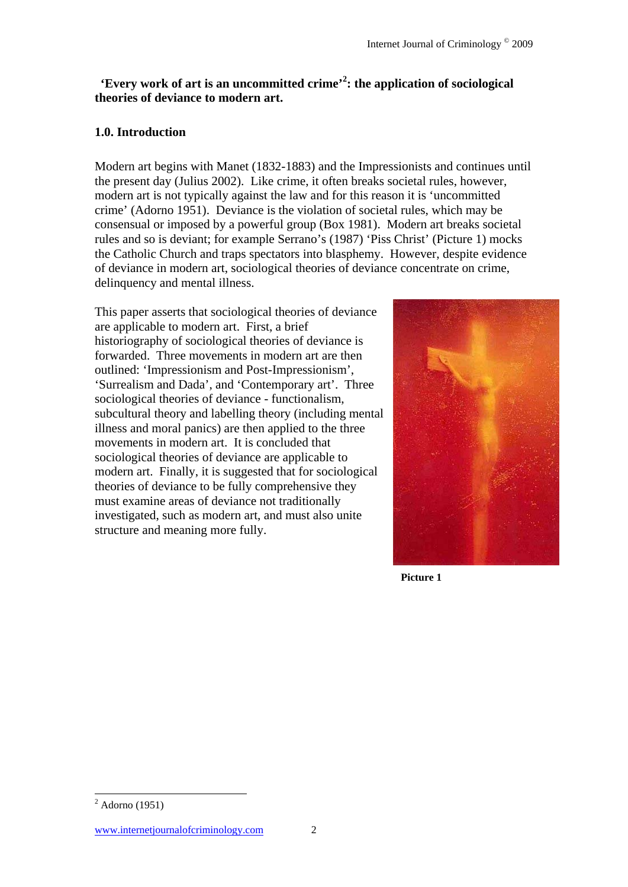**'Every work of art is an uncommitted crime'[2]: the application of sociological theories of deviance to modern art.**

## 1.0. Introduction

Modern art begins with Manet (1832-1883) and the Impressionists and continues until the present day (Julius 2002). Like crime, it often breaks societal rules, however, modern art is not typically against the law and for this reason it is 'uncommitted crime' (Adorno 1951). Deviance is the violation of societal rules, which may be consensual or imposed by a powerful group (Box 1981). Modern art breaks societal rules and so is deviant; for example Serrano's (1987) 'Piss Christ' (Picture 1) mocks the Catholic Church and traps spectators into blasphemy. However, despite evidence of deviance in modern art, sociological theories of deviance concentrate on crime, delinquency and mental illness.

This paper asserts that sociological theories of deviance are applicable to modern art. First, a brief historiography of sociological theories of deviance is forwarded. Three movements in modern art are then outlined: 'Impressionism and Post-Impressionism', 'Surrealism and Dada', and 'Contemporary art'. Three sociological theories of deviance - functionalism, subcultural theory and labelling theory (including mental illness and moral panics) are then applied to the three movements in modern art. It is concluded that sociological theories of deviance are applicable to modern art. Finally, it is suggested that for sociological theories of deviance to be fully comprehensive they must examine areas of deviance not traditionally investigated, such as modern art, and must also unite structure and meaning more fully.

**Picture 1**

[2] Adorno (1951)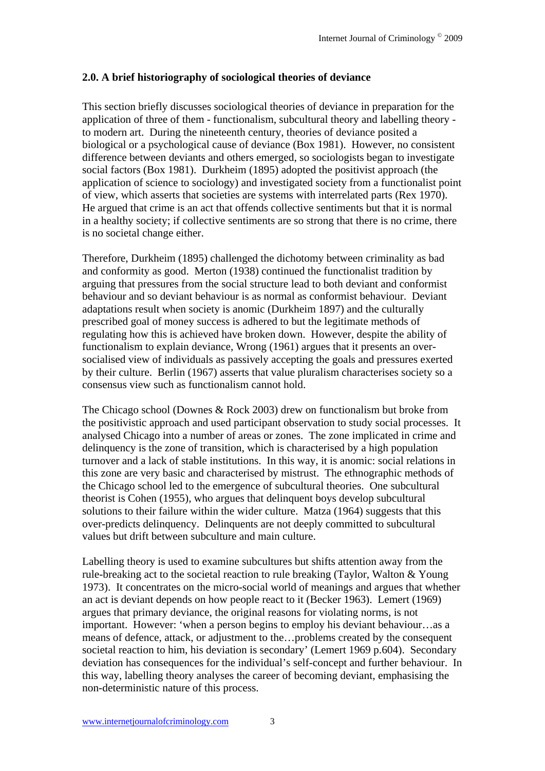## 2.0. A brief historiography of sociological theories of deviance

This section briefly discusses sociological theories of deviance in preparation for the application of three of them - functionalism, subcultural theory and labelling theory - to modern art. During the nineteenth century, theories of deviance posited a biological or a psychological cause of deviance (Box 1981). However, no consistent difference between deviants and others emerged, so sociologists began to investigate social factors (Box 1981). Durkheim (1895) adopted the positivist approach (the application of science to sociology) and investigated society from a functionalist point of view, which asserts that societies are systems with interrelated parts (Rex 1970). He argued that crime is an act that offends collective sentiments but that it is normal in a healthy society; if collective sentiments are so strong that there is no crime, there is no societal change either.

Therefore, Durkheim (1895) challenged the dichotomy between criminality as bad and conformity as good. Merton (1938) continued the functionalist tradition by arguing that pressures from the social structure lead to both deviant and conformist behaviour and so deviant behaviour is as normal as conformist behaviour. Deviant adaptations result when society is anomic (Durkheim 1897) and the culturally prescribed goal of money success is adhered to but the legitimate methods of regulating how this is achieved have broken down. However, despite the ability of functionalism to explain deviance, Wrong (1961) argues that it presents an over-socialised view of individuals as passively accepting the goals and pressures exerted by their culture. Berlin (1967) asserts that value pluralism characterises society so a consensus view such as functionalism cannot hold.

The Chicago school (Downes & Rock 2003) drew on functionalism but broke from the positivistic approach and used participant observation to study social processes. It analysed Chicago into a number of areas or zones. The zone implicated in crime and delinquency is the zone of transition, which is characterised by a high population turnover and a lack of stable institutions. In this way, it is anomic: social relations in this zone are very basic and characterised by mistrust. The ethnographic methods of the Chicago school led to the emergence of subcultural theories. One subcultural theorist is Cohen (1955), who argues that delinquent boys develop subcultural solutions to their failure within the wider culture. Matza (1964) suggests that this over-predicts delinquency. Delinquents are not deeply committed to subcultural values but drift between subculture and main culture.

Labelling theory is used to examine subcultures but shifts attention away from the rule-breaking act to the societal reaction to rule breaking (Taylor, Walton & Young 1973). It concentrates on the micro-social world of meanings and argues that whether an act is deviant depends on how people react to it (Becker 1963). Lemert (1969) argues that primary deviance, the original reasons for violating norms, is not important. However: 'when a person begins to employ his deviant behaviour…as a means of defence, attack, or adjustment to the…problems created by the consequent societal reaction to him, his deviation is secondary' (Lemert 1969 p.604). Secondary deviation has consequences for the individual's self-concept and further behaviour. In this way, labelling theory analyses the career of becoming deviant, emphasising the non-deterministic nature of this process.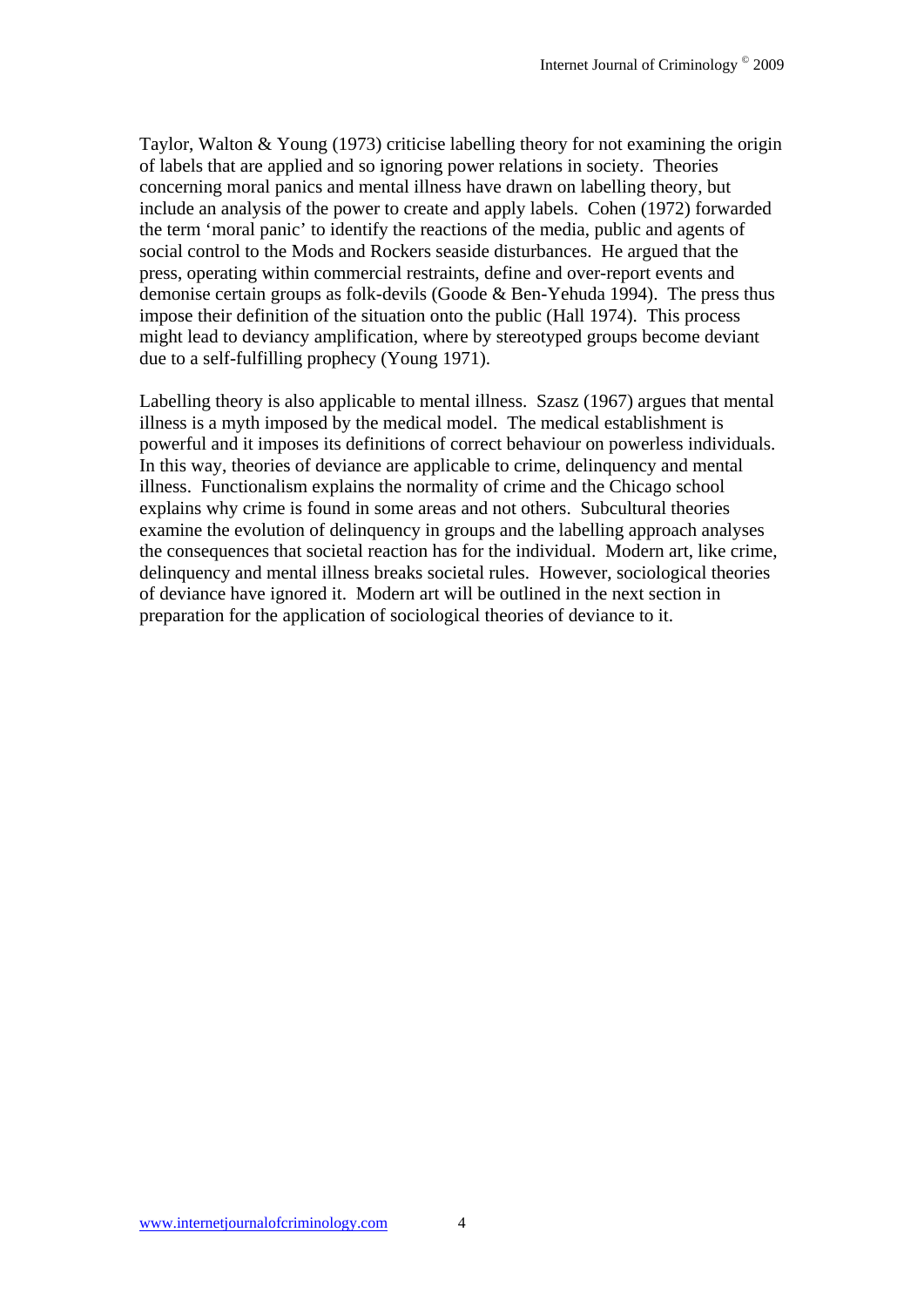Taylor, Walton & Young (1973) criticise labelling theory for not examining the origin of labels that are applied and so ignoring power relations in society. Theories concerning moral panics and mental illness have drawn on labelling theory, but include an analysis of the power to create and apply labels. Cohen (1972) forwarded the term 'moral panic' to identify the reactions of the media, public and agents of social control to the Mods and Rockers seaside disturbances. He argued that the press, operating within commercial restraints, define and over-report events and demonise certain groups as folk-devils (Goode & Ben-Yehuda 1994). The press thus impose their definition of the situation onto the public (Hall 1974). This process might lead to deviancy amplification, where by stereotyped groups become deviant due to a self-fulfilling prophecy (Young 1971).

Labelling theory is also applicable to mental illness. Szasz (1967) argues that mental illness is a myth imposed by the medical model. The medical establishment is powerful and it imposes its definitions of correct behaviour on powerless individuals. In this way, theories of deviance are applicable to crime, delinquency and mental illness. Functionalism explains the normality of crime and the Chicago school explains why crime is found in some areas and not others. Subcultural theories examine the evolution of delinquency in groups and the labelling approach analyses the consequences that societal reaction has for the individual. Modern art, like crime, delinquency and mental illness breaks societal rules. However, sociological theories of deviance have ignored it. Modern art will be outlined in the next section in preparation for the application of sociological theories of deviance to it.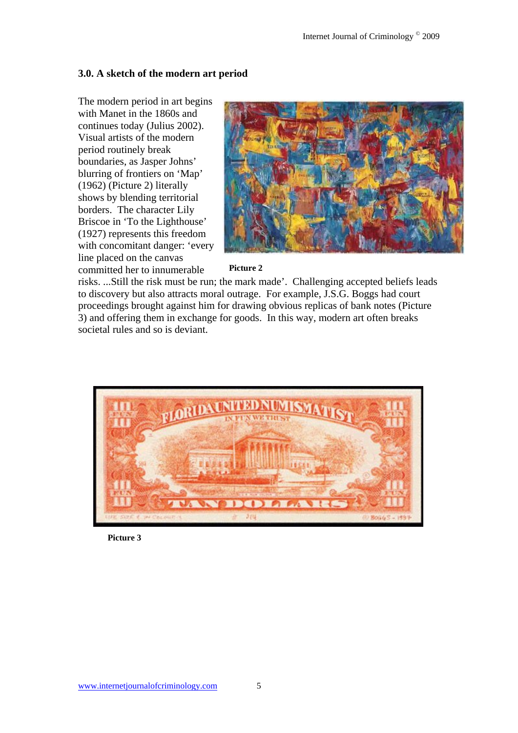### 3.0. A sketch of the modern art period

The modern period in art begins with Manet in the 1860s and continues today (Julius 2002). Visual artists of the modern period routinely break boundaries, as Jasper Johns' blurring of frontiers on 'Map' (1962) (Picture 2) literally shows by blending territorial borders. The character Lily Briscoe in 'To the Lighthouse' (1927) represents this freedom with concomitant danger: 'every line placed on the canvas committed her to innumerable risks. ...Still the risk must be run; the mark made'. Challenging accepted beliefs leads to discovery but also attracts moral outrage. For example, J.S.G. Boggs had court proceedings brought against him for drawing obvious replicas of bank notes (Picture 3) and offering them in exchange for goods. In this way, modern art often breaks societal rules and so is deviant.

**Picture 2**

**Picture 3**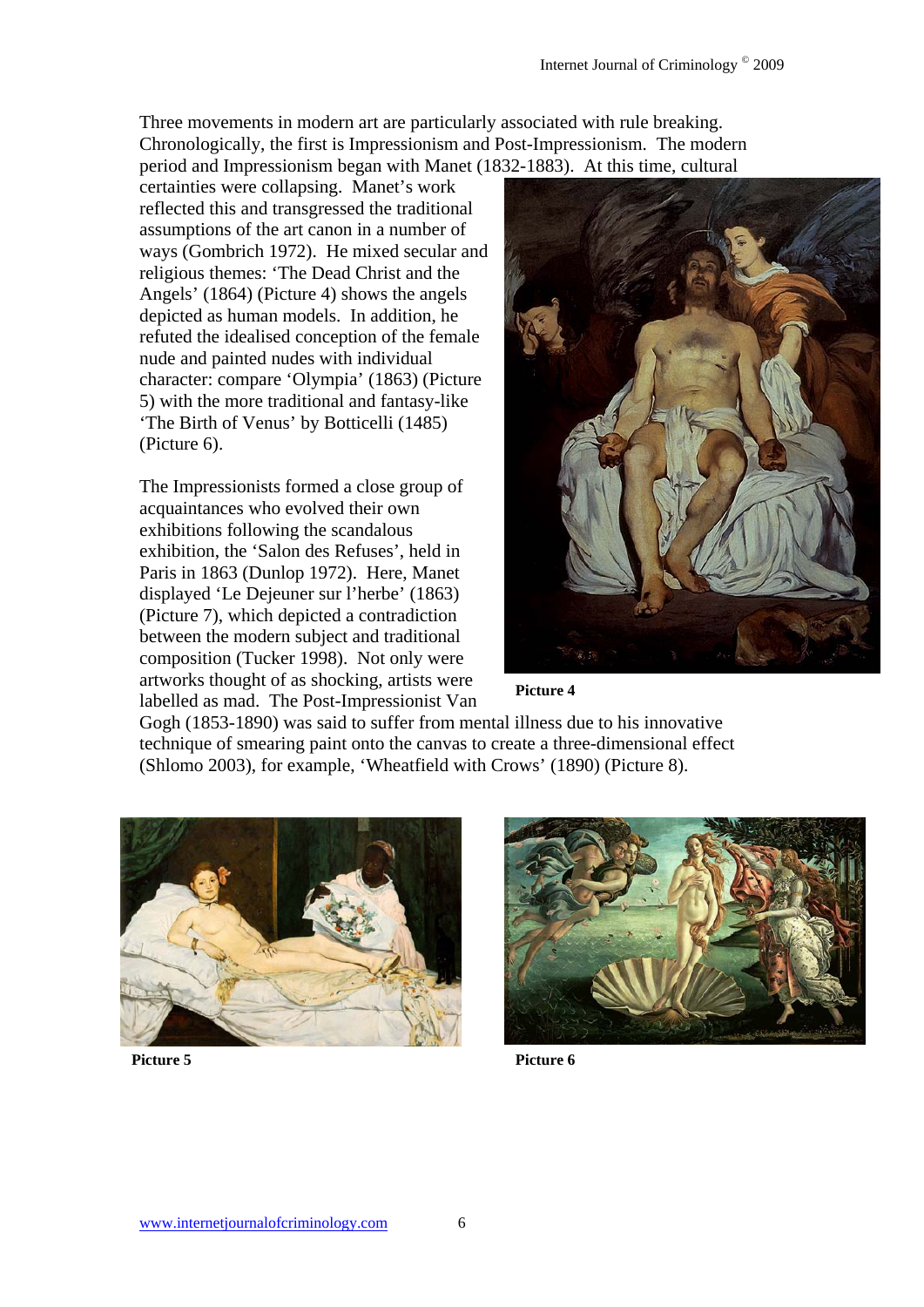Three movements in modern art are particularly associated with rule breaking. Chronologically, the first is Impressionism and Post-Impressionism. The modern period and Impressionism began with Manet (1832-1883). At this time, cultural certainties were collapsing. Manet's work reflected this and transgressed the traditional assumptions of the art canon in a number of ways (Gombrich 1972). He mixed secular and religious themes: 'The Dead Christ and the Angels' (1864) (Picture 4) shows the angels depicted as human models. In addition, he refuted the idealised conception of the female nude and painted nudes with individual character: compare 'Olympia' (1863) (Picture 5) with the more traditional and fantasy-like 'The Birth of Venus' by Botticelli (1485) (Picture 6).

The Impressionists formed a close group of acquaintances who evolved their own exhibitions following the scandalous exhibition, the 'Salon des Refuses', held in Paris in 1863 (Dunlop 1972). Here, Manet displayed 'Le Dejeuner sur l'herbe' (1863) (Picture 7), which depicted a contradiction between the modern subject and traditional composition (Tucker 1998). Not only were artworks thought of as shocking, artists were labelled as mad. The Post-Impressionist Van Gogh (1853-1890) was said to suffer from mental illness due to his innovative technique of smearing paint onto the canvas to create a three-dimensional effect (Shlomo 2003), for example, 'Wheatfield with Crows' (1890) (Picture 8).

**Picture 4**

**Picture 5**

**Picture 6**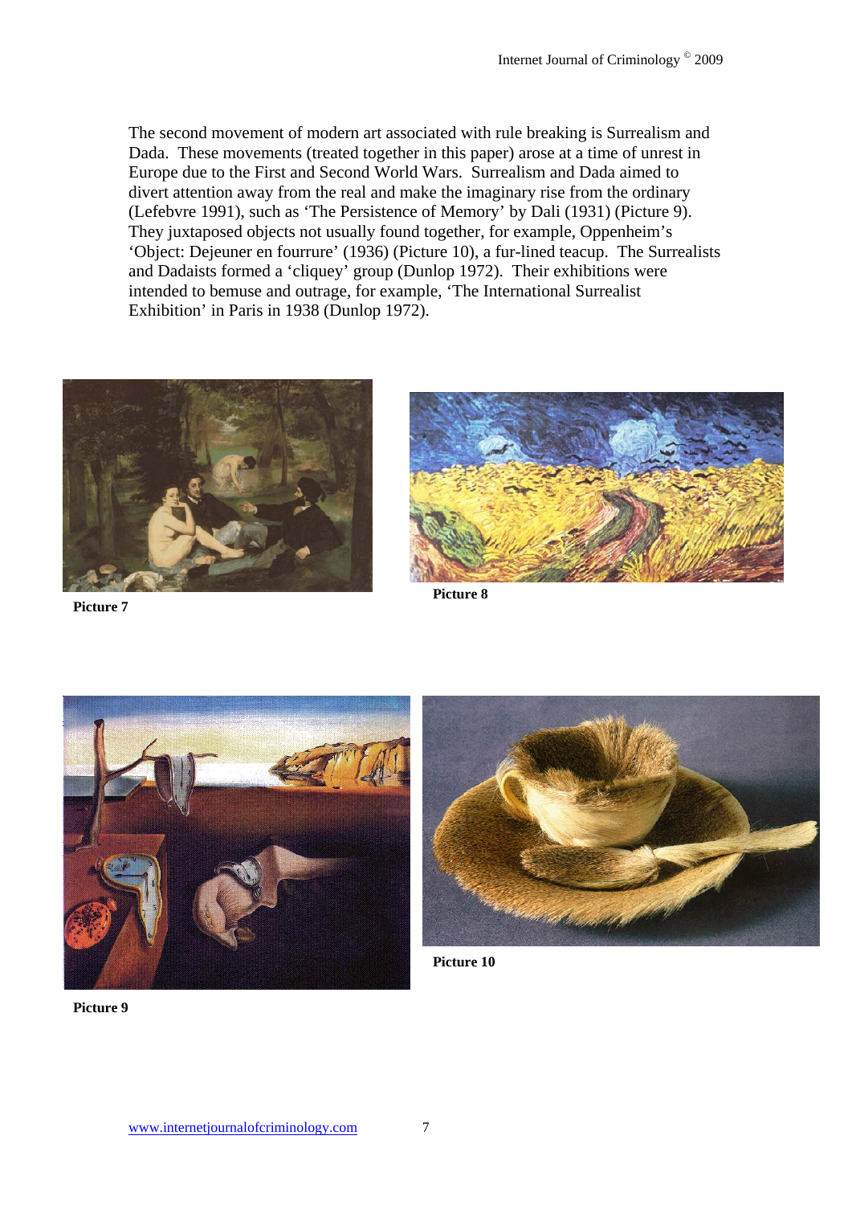The second movement of modern art associated with rule breaking is Surrealism and Dada. These movements (treated together in this paper) arose at a time of unrest in Europe due to the First and Second World Wars. Surrealism and Dada aimed to divert attention away from the real and make the imaginary rise from the ordinary (Lefebvre 1991), such as 'The Persistence of Memory' by Dali (1931) (Picture 9). They juxtaposed objects not usually found together, for example, Oppenheim's 'Object: Dejeuner en fourrure' (1936) (Picture 10), a fur-lined teacup. The Surrealists and Dadaists formed a 'cliquey' group (Dunlop 1972). Their exhibitions were intended to bemuse and outrage, for example, 'The International Surrealist Exhibition' in Paris in 1938 (Dunlop 1972).

**Picture 7**

**Picture 8**

**Picture 9**

**Picture 10**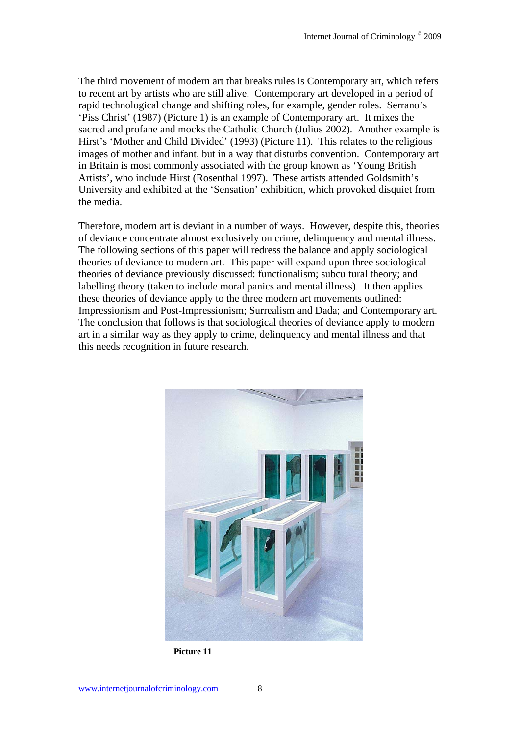The third movement of modern art that breaks rules is Contemporary art, which refers to recent art by artists who are still alive. Contemporary art developed in a period of rapid technological change and shifting roles, for example, gender roles. Serrano's 'Piss Christ' (1987) (Picture 1) is an example of Contemporary art. It mixes the sacred and profane and mocks the Catholic Church (Julius 2002). Another example is Hirst's 'Mother and Child Divided' (1993) (Picture 11). This relates to the religious images of mother and infant, but in a way that disturbs convention. Contemporary art in Britain is most commonly associated with the group known as 'Young British Artists', who include Hirst (Rosenthal 1997). These artists attended Goldsmith's University and exhibited at the 'Sensation' exhibition, which provoked disquiet from the media.

Therefore, modern art is deviant in a number of ways. However, despite this, theories of deviance concentrate almost exclusively on crime, delinquency and mental illness. The following sections of this paper will redress the balance and apply sociological theories of deviance to modern art. This paper will expand upon three sociological theories of deviance previously discussed: functionalism; subcultural theory; and labelling theory (taken to include moral panics and mental illness). It then applies these theories of deviance apply to the three modern art movements outlined: Impressionism and Post-Impressionism; Surrealism and Dada; and Contemporary art. The conclusion that follows is that sociological theories of deviance apply to modern art in a similar way as they apply to crime, delinquency and mental illness and that this needs recognition in future research.

**Picture 11**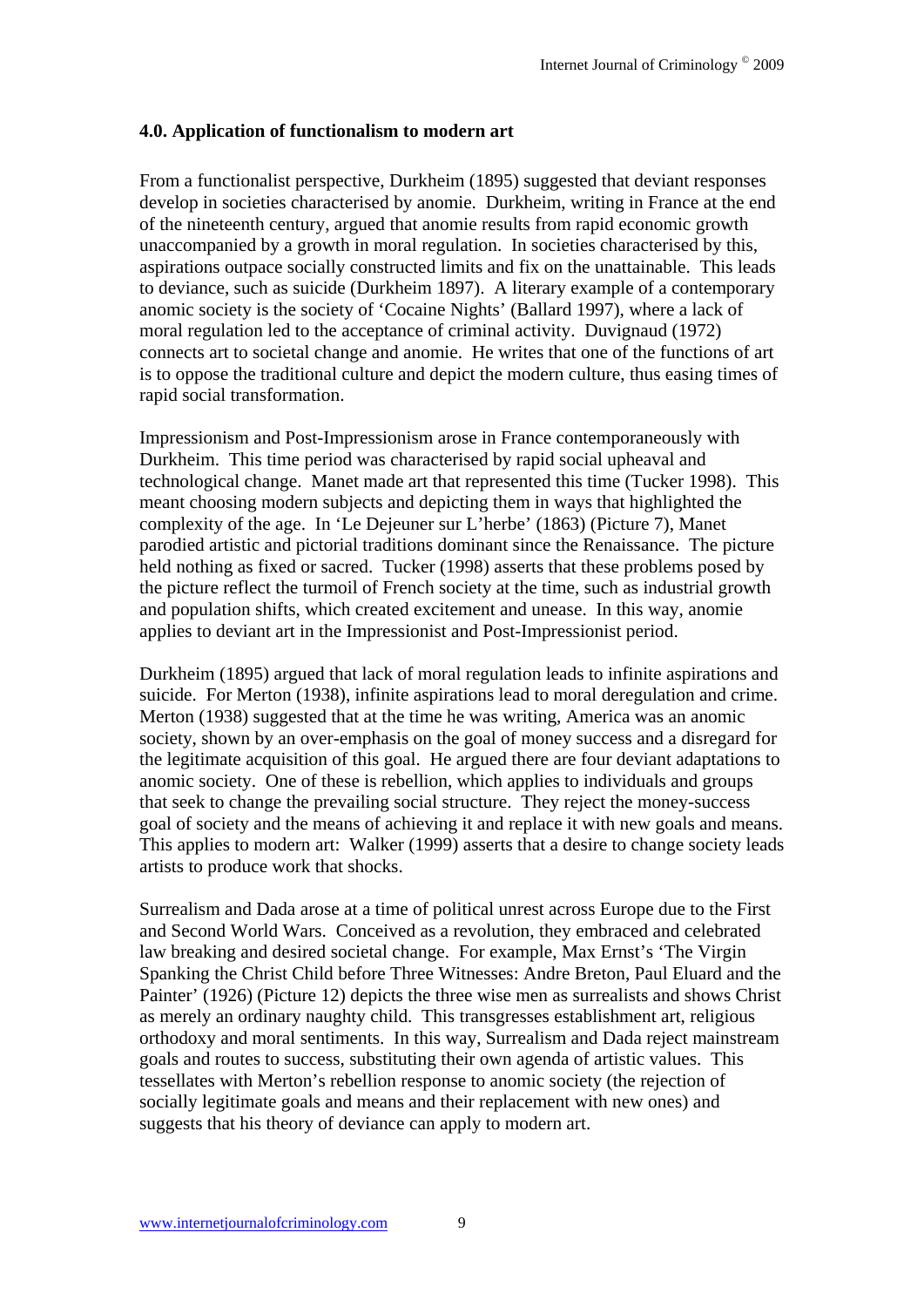### 4.0. Application of functionalism to modern art

From a functionalist perspective, Durkheim (1895) suggested that deviant responses develop in societies characterised by anomie. Durkheim, writing in France at the end of the nineteenth century, argued that anomie results from rapid economic growth unaccompanied by a growth in moral regulation. In societies characterised by this, aspirations outpace socially constructed limits and fix on the unattainable. This leads to deviance, such as suicide (Durkheim 1897). A literary example of a contemporary anomic society is the society of 'Cocaine Nights' (Ballard 1997), where a lack of moral regulation led to the acceptance of criminal activity. Duvignaud (1972) connects art to societal change and anomie. He writes that one of the functions of art is to oppose the traditional culture and depict the modern culture, thus easing times of rapid social transformation.

Impressionism and Post-Impressionism arose in France contemporaneously with Durkheim. This time period was characterised by rapid social upheaval and technological change. Manet made art that represented this time (Tucker 1998). This meant choosing modern subjects and depicting them in ways that highlighted the complexity of the age. In 'Le Dejeuner sur L'herbe' (1863) (Picture 7), Manet parodied artistic and pictorial traditions dominant since the Renaissance. The picture held nothing as fixed or sacred. Tucker (1998) asserts that these problems posed by the picture reflect the turmoil of French society at the time, such as industrial growth and population shifts, which created excitement and unease. In this way, anomie applies to deviant art in the Impressionist and Post-Impressionist period.

Durkheim (1895) argued that lack of moral regulation leads to infinite aspirations and suicide. For Merton (1938), infinite aspirations lead to moral deregulation and crime. Merton (1938) suggested that at the time he was writing, America was an anomic society, shown by an over-emphasis on the goal of money success and a disregard for the legitimate acquisition of this goal. He argued there are four deviant adaptations to anomic society. One of these is rebellion, which applies to individuals and groups that seek to change the prevailing social structure. They reject the money-success goal of society and the means of achieving it and replace it with new goals and means. This applies to modern art: Walker (1999) asserts that a desire to change society leads artists to produce work that shocks.

Surrealism and Dada arose at a time of political unrest across Europe due to the First and Second World Wars. Conceived as a revolution, they embraced and celebrated law breaking and desired societal change. For example, Max Ernst's 'The Virgin Spanking the Christ Child before Three Witnesses: Andre Breton, Paul Eluard and the Painter' (1926) (Picture 12) depicts the three wise men as surrealists and shows Christ as merely an ordinary naughty child. This transgresses establishment art, religious orthodoxy and moral sentiments. In this way, Surrealism and Dada reject mainstream goals and routes to success, substituting their own agenda of artistic values. This tessellates with Merton's rebellion response to anomic society (the rejection of socially legitimate goals and means and their replacement with new ones) and suggests that his theory of deviance can apply to modern art.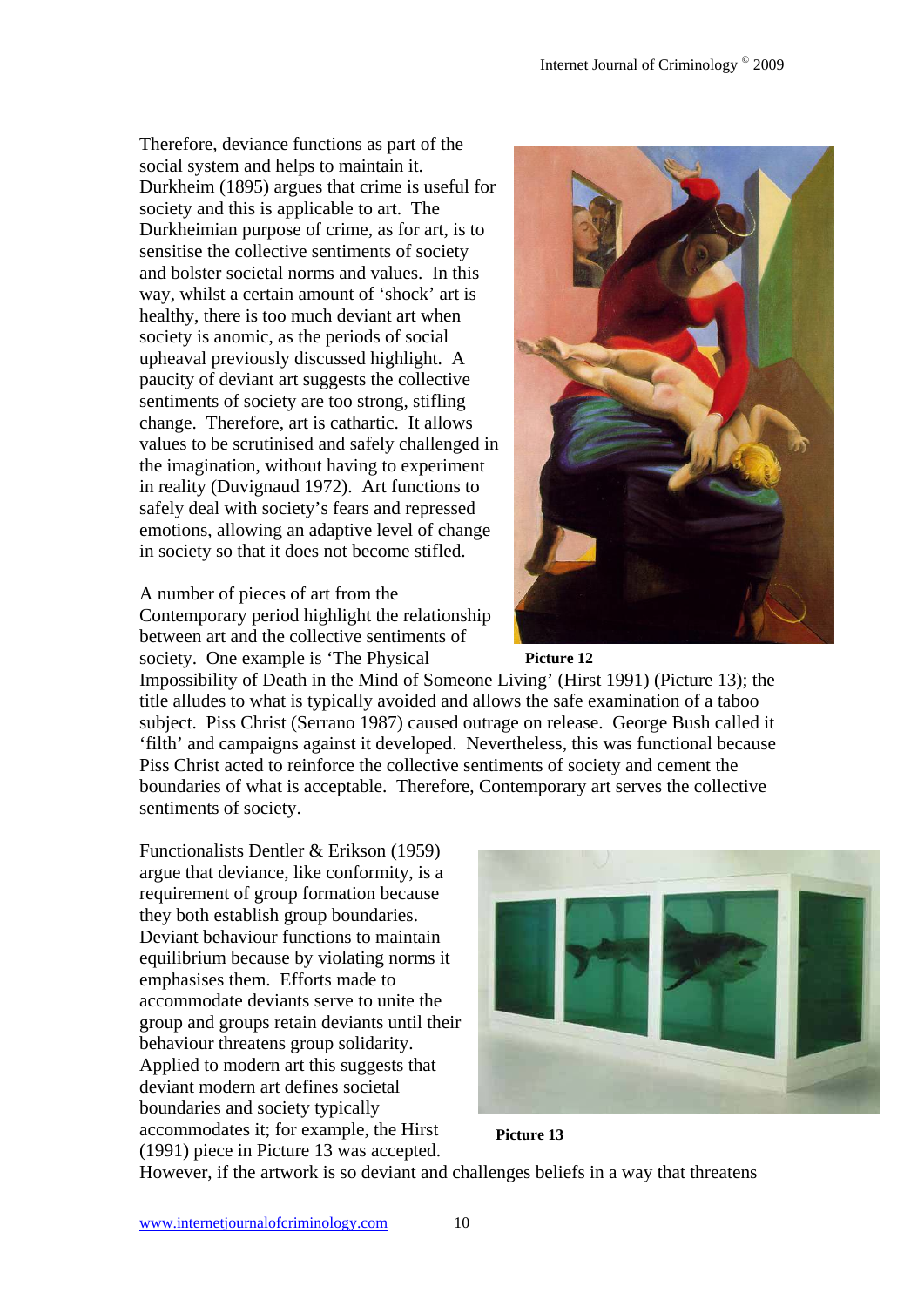Therefore, deviance functions as part of the social system and helps to maintain it. Durkheim (1895) argues that crime is useful for society and this is applicable to art. The Durkheimian purpose of crime, as for art, is to sensitise the collective sentiments of society and bolster societal norms and values. In this way, whilst a certain amount of 'shock' art is healthy, there is too much deviant art when society is anomic, as the periods of social upheaval previously discussed highlight. A paucity of deviant art suggests the collective sentiments of society are too strong, stifling change. Therefore, art is cathartic. It allows values to be scrutinised and safely challenged in the imagination, without having to experiment in reality (Duvignaud 1972). Art functions to safely deal with society's fears and repressed emotions, allowing an adaptive level of change in society so that it does not become stifled.

**Picture 12**

A number of pieces of art from the Contemporary period highlight the relationship between art and the collective sentiments of society. One example is 'The Physical Impossibility of Death in the Mind of Someone Living' (Hirst 1991) (Picture 13); the title alludes to what is typically avoided and allows the safe examination of a taboo subject. Piss Christ (Serrano 1987) caused outrage on release. George Bush called it 'filth' and campaigns against it developed. Nevertheless, this was functional because Piss Christ acted to reinforce the collective sentiments of society and cement the boundaries of what is acceptable. Therefore, Contemporary art serves the collective sentiments of society.

Functionalists Dentler & Erikson (1959) argue that deviance, like conformity, is a requirement of group formation because they both establish group boundaries. Deviant behaviour functions to maintain equilibrium because by violating norms it emphasises them. Efforts made to accommodate deviants serve to unite the group and groups retain deviants until their behaviour threatens group solidarity. Applied to modern art this suggests that deviant modern art defines societal boundaries and society typically accommodates it; for example, the Hirst (1991) piece in Picture 13 was accepted.

**Picture 13**

However, if the artwork is so deviant and challenges beliefs in a way that threatens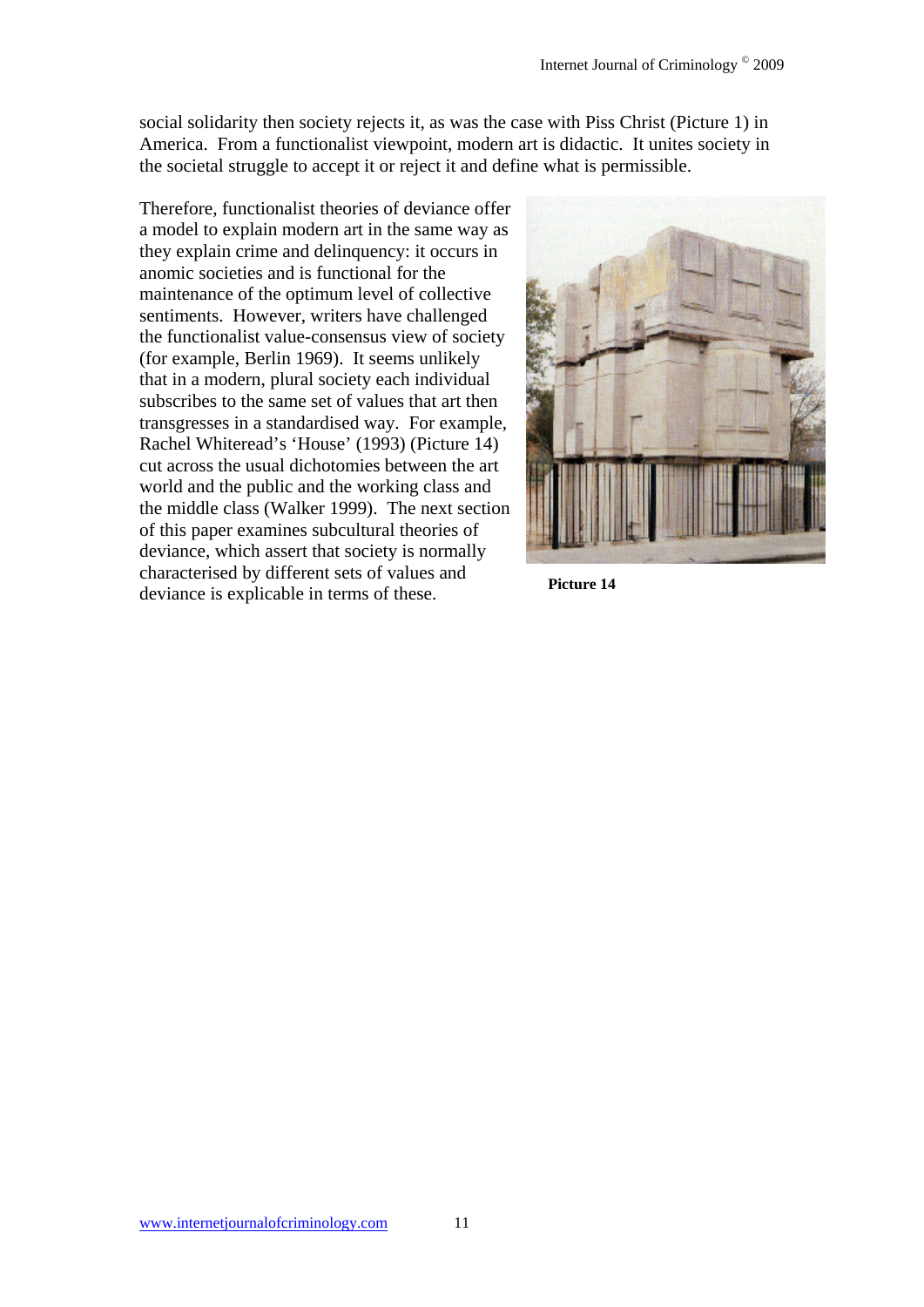social solidarity then society rejects it, as was the case with Piss Christ (Picture 1) in America. From a functionalist viewpoint, modern art is didactic. It unites society in the societal struggle to accept it or reject it and define what is permissible.

Therefore, functionalist theories of deviance offer a model to explain modern art in the same way as they explain crime and delinquency: it occurs in anomic societies and is functional for the maintenance of the optimum level of collective sentiments. However, writers have challenged the functionalist value-consensus view of society (for example, Berlin 1969). It seems unlikely that in a modern, plural society each individual subscribes to the same set of values that art then transgresses in a standardised way. For example, Rachel Whiteread's 'House' (1993) (Picture 14) cut across the usual dichotomies between the art world and the public and the working class and the middle class (Walker 1999). The next section of this paper examines subcultural theories of deviance, which assert that society is normally characterised by different sets of values and deviance is explicable in terms of these.

**Picture 14**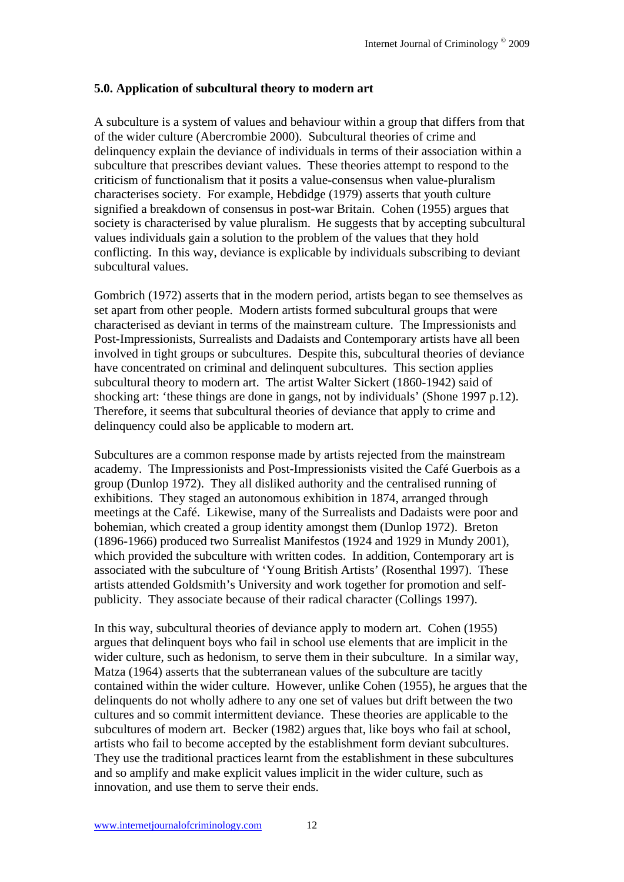### 5.0. Application of subcultural theory to modern art

A subculture is a system of values and behaviour within a group that differs from that of the wider culture (Abercrombie 2000). Subcultural theories of crime and delinquency explain the deviance of individuals in terms of their association within a subculture that prescribes deviant values. These theories attempt to respond to the criticism of functionalism that it posits a value-consensus when value-pluralism characterises society. For example, Hebdidge (1979) asserts that youth culture signified a breakdown of consensus in post-war Britain. Cohen (1955) argues that society is characterised by value pluralism. He suggests that by accepting subcultural values individuals gain a solution to the problem of the values that they hold conflicting. In this way, deviance is explicable by individuals subscribing to deviant subcultural values.

Gombrich (1972) asserts that in the modern period, artists began to see themselves as set apart from other people. Modern artists formed subcultural groups that were characterised as deviant in terms of the mainstream culture. The Impressionists and Post-Impressionists, Surrealists and Dadaists and Contemporary artists have all been involved in tight groups or subcultures. Despite this, subcultural theories of deviance have concentrated on criminal and delinquent subcultures. This section applies subcultural theory to modern art. The artist Walter Sickert (1860-1942) said of shocking art: 'these things are done in gangs, not by individuals' (Shone 1997 p.12). Therefore, it seems that subcultural theories of deviance that apply to crime and delinquency could also be applicable to modern art.

Subcultures are a common response made by artists rejected from the mainstream academy. The Impressionists and Post-Impressionists visited the Café Guerbois as a group (Dunlop 1972). They all disliked authority and the centralised running of exhibitions. They staged an autonomous exhibition in 1874, arranged through meetings at the Café. Likewise, many of the Surrealists and Dadaists were poor and bohemian, which created a group identity amongst them (Dunlop 1972). Breton (1896-1966) produced two Surrealist Manifestos (1924 and 1929 in Mundy 2001), which provided the subculture with written codes. In addition, Contemporary art is associated with the subculture of 'Young British Artists' (Rosenthal 1997). These artists attended Goldsmith's University and work together for promotion and self-publicity. They associate because of their radical character (Collings 1997).

In this way, subcultural theories of deviance apply to modern art. Cohen (1955) argues that delinquent boys who fail in school use elements that are implicit in the wider culture, such as hedonism, to serve them in their subculture. In a similar way, Matza (1964) asserts that the subterranean values of the subculture are tacitly contained within the wider culture. However, unlike Cohen (1955), he argues that the delinquents do not wholly adhere to any one set of values but drift between the two cultures and so commit intermittent deviance. These theories are applicable to the subcultures of modern art. Becker (1982) argues that, like boys who fail at school, artists who fail to become accepted by the establishment form deviant subcultures. They use the traditional practices learnt from the establishment in these subcultures and so amplify and make explicit values implicit in the wider culture, such as innovation, and use them to serve their ends.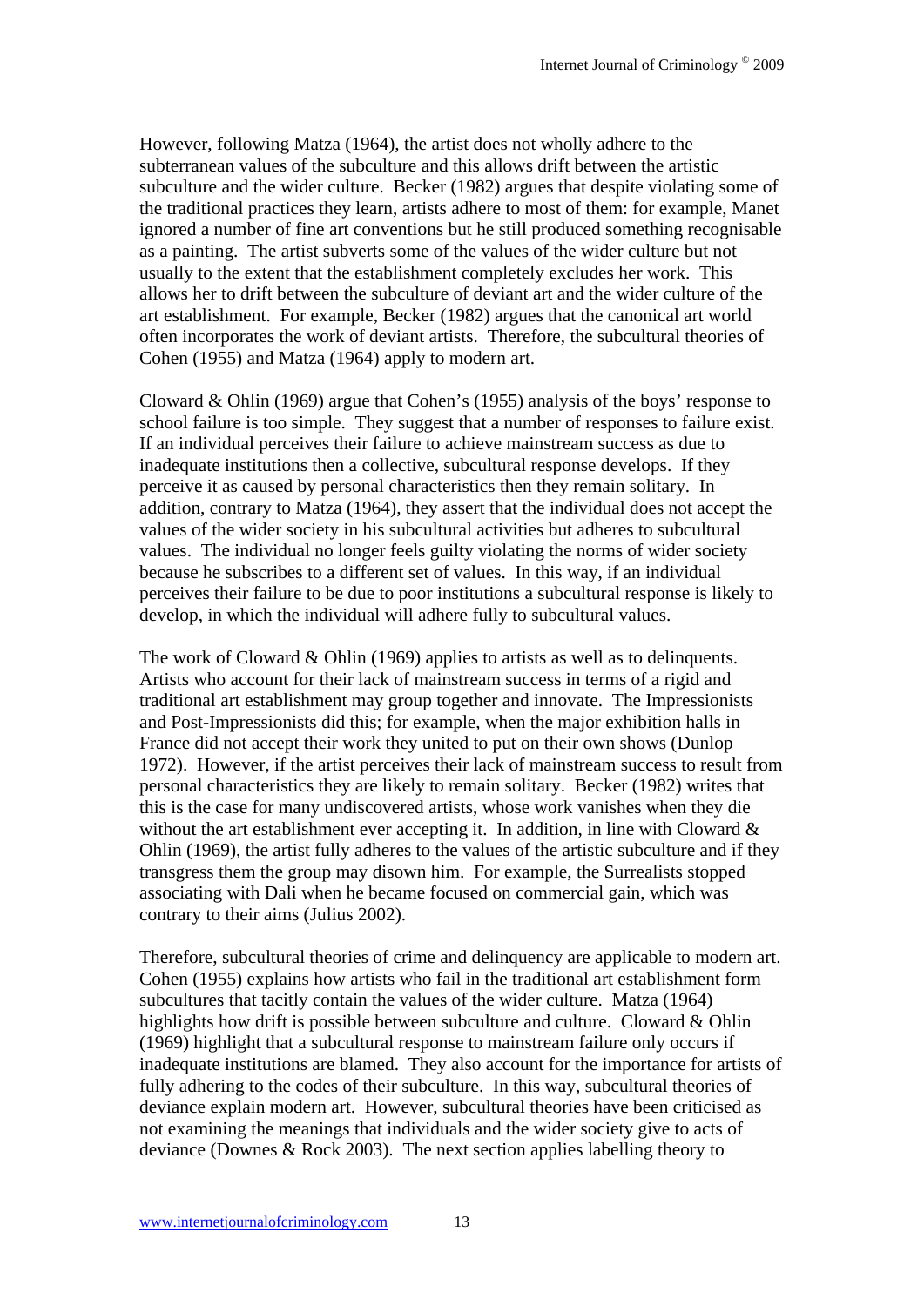However, following Matza (1964), the artist does not wholly adhere to the subterranean values of the subculture and this allows drift between the artistic subculture and the wider culture. Becker (1982) argues that despite violating some of the traditional practices they learn, artists adhere to most of them: for example, Manet ignored a number of fine art conventions but he still produced something recognisable as a painting. The artist subverts some of the values of the wider culture but not usually to the extent that the establishment completely excludes her work. This allows her to drift between the subculture of deviant art and the wider culture of the art establishment. For example, Becker (1982) argues that the canonical art world often incorporates the work of deviant artists. Therefore, the subcultural theories of Cohen (1955) and Matza (1964) apply to modern art.

Cloward & Ohlin (1969) argue that Cohen's (1955) analysis of the boys' response to school failure is too simple. They suggest that a number of responses to failure exist. If an individual perceives their failure to achieve mainstream success as due to inadequate institutions then a collective, subcultural response develops. If they perceive it as caused by personal characteristics then they remain solitary. In addition, contrary to Matza (1964), they assert that the individual does not accept the values of the wider society in his subcultural activities but adheres to subcultural values. The individual no longer feels guilty violating the norms of wider society because he subscribes to a different set of values. In this way, if an individual perceives their failure to be due to poor institutions a subcultural response is likely to develop, in which the individual will adhere fully to subcultural values.

The work of Cloward & Ohlin (1969) applies to artists as well as to delinquents. Artists who account for their lack of mainstream success in terms of a rigid and traditional art establishment may group together and innovate. The Impressionists and Post-Impressionists did this; for example, when the major exhibition halls in France did not accept their work they united to put on their own shows (Dunlop 1972). However, if the artist perceives their lack of mainstream success to result from personal characteristics they are likely to remain solitary. Becker (1982) writes that this is the case for many undiscovered artists, whose work vanishes when they die without the art establishment ever accepting it. In addition, in line with Cloward & Ohlin (1969), the artist fully adheres to the values of the artistic subculture and if they transgress them the group may disown him. For example, the Surrealists stopped associating with Dali when he became focused on commercial gain, which was contrary to their aims (Julius 2002).

Therefore, subcultural theories of crime and delinquency are applicable to modern art. Cohen (1955) explains how artists who fail in the traditional art establishment form subcultures that tacitly contain the values of the wider culture. Matza (1964) highlights how drift is possible between subculture and culture. Cloward & Ohlin (1969) highlight that a subcultural response to mainstream failure only occurs if inadequate institutions are blamed. They also account for the importance for artists of fully adhering to the codes of their subculture. In this way, subcultural theories of deviance explain modern art. However, subcultural theories have been criticised as not examining the meanings that individuals and the wider society give to acts of deviance (Downes & Rock 2003). The next section applies labelling theory to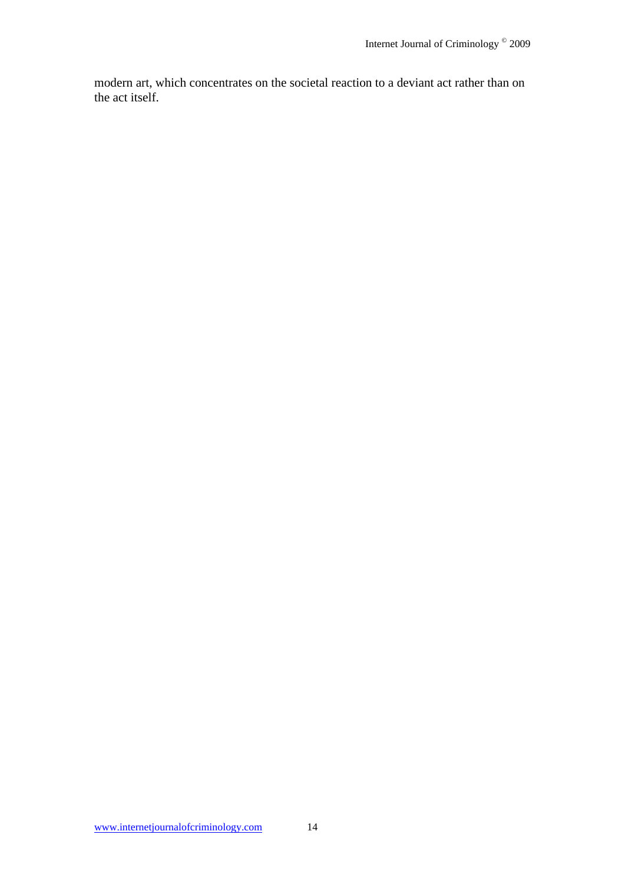modern art, which concentrates on the societal reaction to a deviant act rather than on the act itself.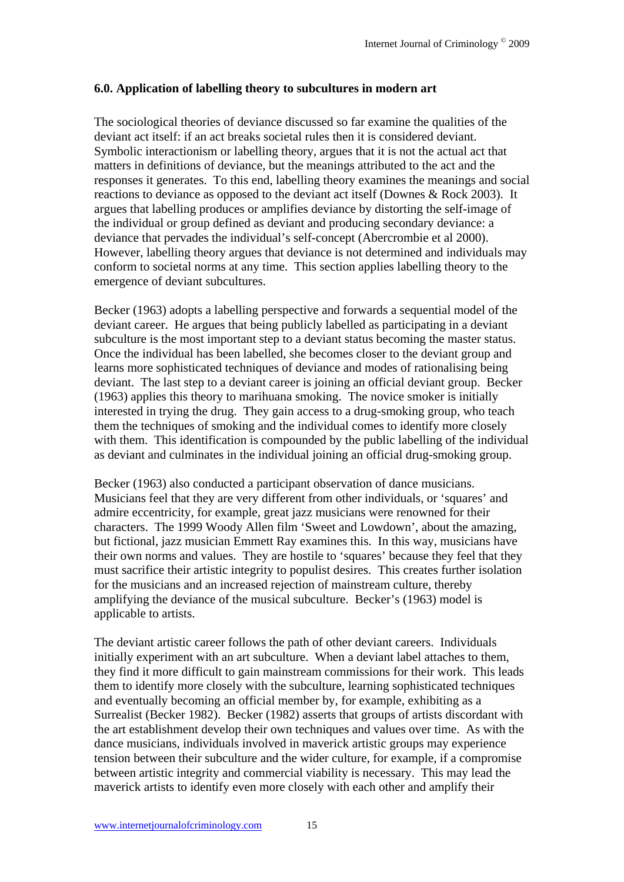### 6.0. Application of labelling theory to subcultures in modern art

The sociological theories of deviance discussed so far examine the qualities of the deviant act itself: if an act breaks societal rules then it is considered deviant. Symbolic interactionism or labelling theory, argues that it is not the actual act that matters in definitions of deviance, but the meanings attributed to the act and the responses it generates. To this end, labelling theory examines the meanings and social reactions to deviance as opposed to the deviant act itself (Downes & Rock 2003). It argues that labelling produces or amplifies deviance by distorting the self-image of the individual or group defined as deviant and producing secondary deviance: a deviance that pervades the individual's self-concept (Abercrombie et al 2000). However, labelling theory argues that deviance is not determined and individuals may conform to societal norms at any time. This section applies labelling theory to the emergence of deviant subcultures.

Becker (1963) adopts a labelling perspective and forwards a sequential model of the deviant career. He argues that being publicly labelled as participating in a deviant subculture is the most important step to a deviant status becoming the master status. Once the individual has been labelled, she becomes closer to the deviant group and learns more sophisticated techniques of deviance and modes of rationalising being deviant. The last step to a deviant career is joining an official deviant group. Becker (1963) applies this theory to marihuana smoking. The novice smoker is initially interested in trying the drug. They gain access to a drug-smoking group, who teach them the techniques of smoking and the individual comes to identify more closely with them. This identification is compounded by the public labelling of the individual as deviant and culminates in the individual joining an official drug-smoking group.

Becker (1963) also conducted a participant observation of dance musicians. Musicians feel that they are very different from other individuals, or 'squares' and admire eccentricity, for example, great jazz musicians were renowned for their characters. The 1999 Woody Allen film 'Sweet and Lowdown', about the amazing, but fictional, jazz musician Emmett Ray examines this. In this way, musicians have their own norms and values. They are hostile to 'squares' because they feel that they must sacrifice their artistic integrity to populist desires. This creates further isolation for the musicians and an increased rejection of mainstream culture, thereby amplifying the deviance of the musical subculture. Becker's (1963) model is applicable to artists.

The deviant artistic career follows the path of other deviant careers. Individuals initially experiment with an art subculture. When a deviant label attaches to them, they find it more difficult to gain mainstream commissions for their work. This leads them to identify more closely with the subculture, learning sophisticated techniques and eventually becoming an official member by, for example, exhibiting as a Surrealist (Becker 1982). Becker (1982) asserts that groups of artists discordant with the art establishment develop their own techniques and values over time. As with the dance musicians, individuals involved in maverick artistic groups may experience tension between their subculture and the wider culture, for example, if a compromise between artistic integrity and commercial viability is necessary. This may lead the maverick artists to identify even more closely with each other and amplify their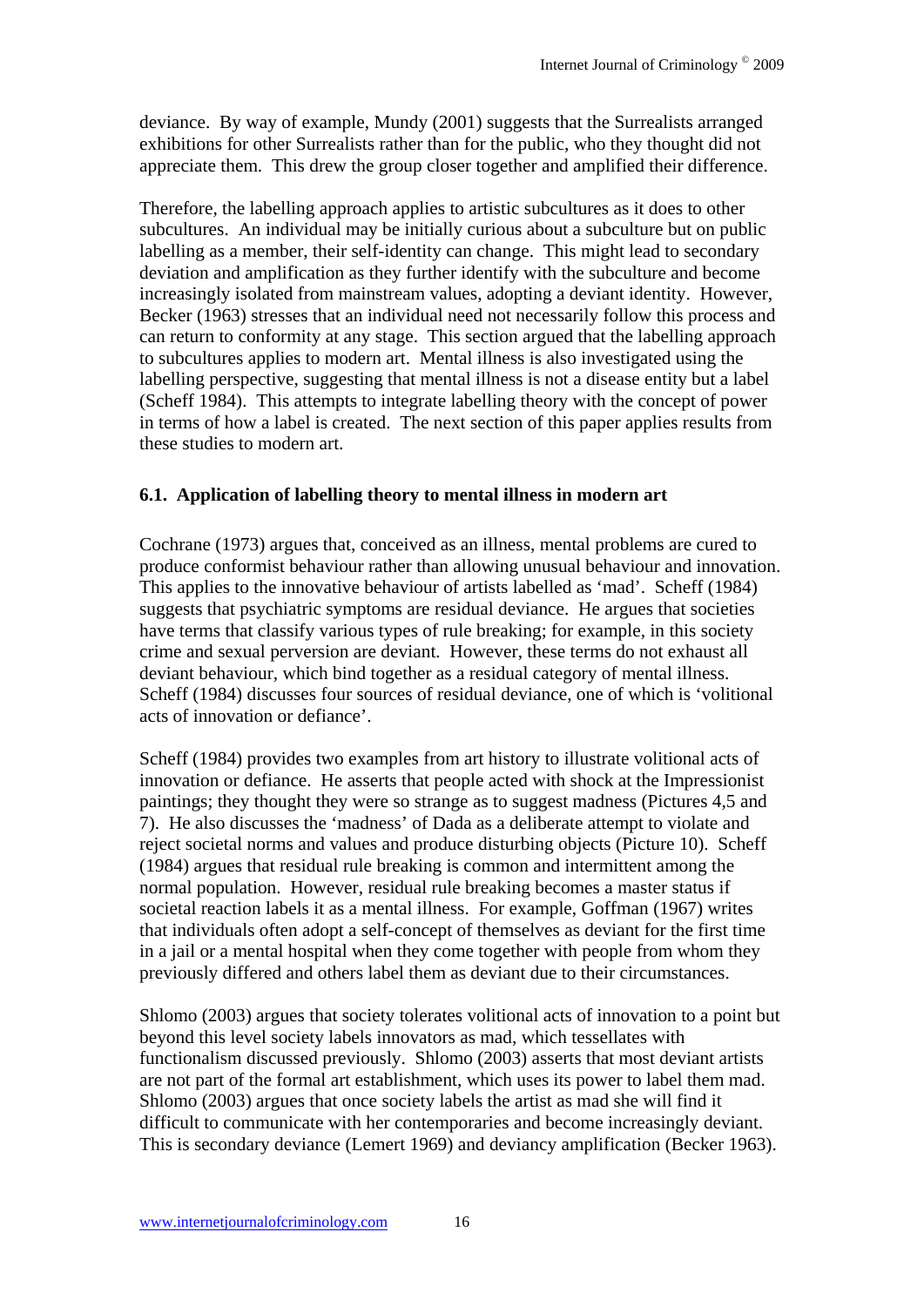deviance. By way of example, Mundy (2001) suggests that the Surrealists arranged exhibitions for other Surrealists rather than for the public, who they thought did not appreciate them. This drew the group closer together and amplified their difference.

Therefore, the labelling approach applies to artistic subcultures as it does to other subcultures. An individual may be initially curious about a subculture but on public labelling as a member, their self-identity can change. This might lead to secondary deviation and amplification as they further identify with the subculture and become increasingly isolated from mainstream values, adopting a deviant identity. However, Becker (1963) stresses that an individual need not necessarily follow this process and can return to conformity at any stage. This section argued that the labelling approach to subcultures applies to modern art. Mental illness is also investigated using the labelling perspective, suggesting that mental illness is not a disease entity but a label (Scheff 1984). This attempts to integrate labelling theory with the concept of power in terms of how a label is created. The next section of this paper applies results from these studies to modern art.

### 6.1. Application of labelling theory to mental illness in modern art

Cochrane (1973) argues that, conceived as an illness, mental problems are cured to produce conformist behaviour rather than allowing unusual behaviour and innovation. This applies to the innovative behaviour of artists labelled as 'mad'. Scheff (1984) suggests that psychiatric symptoms are residual deviance. He argues that societies have terms that classify various types of rule breaking; for example, in this society crime and sexual perversion are deviant. However, these terms do not exhaust all deviant behaviour, which bind together as a residual category of mental illness. Scheff (1984) discusses four sources of residual deviance, one of which is 'volitional acts of innovation or defiance'.

Scheff (1984) provides two examples from art history to illustrate volitional acts of innovation or defiance. He asserts that people acted with shock at the Impressionist paintings; they thought they were so strange as to suggest madness (Pictures 4,5 and 7). He also discusses the 'madness' of Dada as a deliberate attempt to violate and reject societal norms and values and produce disturbing objects (Picture 10). Scheff (1984) argues that residual rule breaking is common and intermittent among the normal population. However, residual rule breaking becomes a master status if societal reaction labels it as a mental illness. For example, Goffman (1967) writes that individuals often adopt a self-concept of themselves as deviant for the first time in a jail or a mental hospital when they come together with people from whom they previously differed and others label them as deviant due to their circumstances.

Shlomo (2003) argues that society tolerates volitional acts of innovation to a point but beyond this level society labels innovators as mad, which tessellates with functionalism discussed previously. Shlomo (2003) asserts that most deviant artists are not part of the formal art establishment, which uses its power to label them mad. Shlomo (2003) argues that once society labels the artist as mad she will find it difficult to communicate with her contemporaries and become increasingly deviant. This is secondary deviance (Lemert 1969) and deviancy amplification (Becker 1963).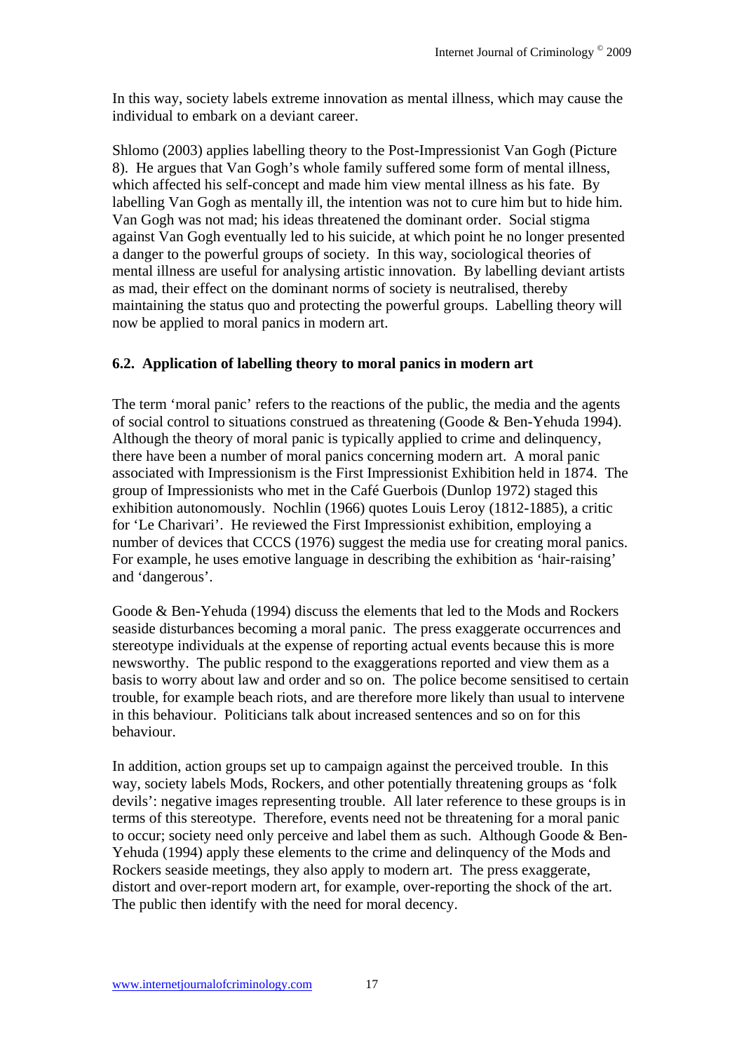In this way, society labels extreme innovation as mental illness, which may cause the individual to embark on a deviant career.

Shlomo (2003) applies labelling theory to the Post-Impressionist Van Gogh (Picture 8). He argues that Van Gogh's whole family suffered some form of mental illness, which affected his self-concept and made him view mental illness as his fate. By labelling Van Gogh as mentally ill, the intention was not to cure him but to hide him. Van Gogh was not mad; his ideas threatened the dominant order. Social stigma against Van Gogh eventually led to his suicide, at which point he no longer presented a danger to the powerful groups of society. In this way, sociological theories of mental illness are useful for analysing artistic innovation. By labelling deviant artists as mad, their effect on the dominant norms of society is neutralised, thereby maintaining the status quo and protecting the powerful groups. Labelling theory will now be applied to moral panics in modern art.

### 6.2. Application of labelling theory to moral panics in modern art

The term 'moral panic' refers to the reactions of the public, the media and the agents of social control to situations construed as threatening (Goode & Ben-Yehuda 1994). Although the theory of moral panic is typically applied to crime and delinquency, there have been a number of moral panics concerning modern art. A moral panic associated with Impressionism is the First Impressionist Exhibition held in 1874. The group of Impressionists who met in the Café Guerbois (Dunlop 1972) staged this exhibition autonomously. Nochlin (1966) quotes Louis Leroy (1812-1885), a critic for 'Le Charivari'. He reviewed the First Impressionist exhibition, employing a number of devices that CCCS (1976) suggest the media use for creating moral panics. For example, he uses emotive language in describing the exhibition as 'hair-raising' and 'dangerous'.

Goode & Ben-Yehuda (1994) discuss the elements that led to the Mods and Rockers seaside disturbances becoming a moral panic. The press exaggerate occurrences and stereotype individuals at the expense of reporting actual events because this is more newsworthy. The public respond to the exaggerations reported and view them as a basis to worry about law and order and so on. The police become sensitised to certain trouble, for example beach riots, and are therefore more likely than usual to intervene in this behaviour. Politicians talk about increased sentences and so on for this behaviour.

In addition, action groups set up to campaign against the perceived trouble. In this way, society labels Mods, Rockers, and other potentially threatening groups as 'folk devils': negative images representing trouble. All later reference to these groups is in terms of this stereotype. Therefore, events need not be threatening for a moral panic to occur; society need only perceive and label them as such. Although Goode & Ben-Yehuda (1994) apply these elements to the crime and delinquency of the Mods and Rockers seaside meetings, they also apply to modern art. The press exaggerate, distort and over-report modern art, for example, over-reporting the shock of the art. The public then identify with the need for moral decency.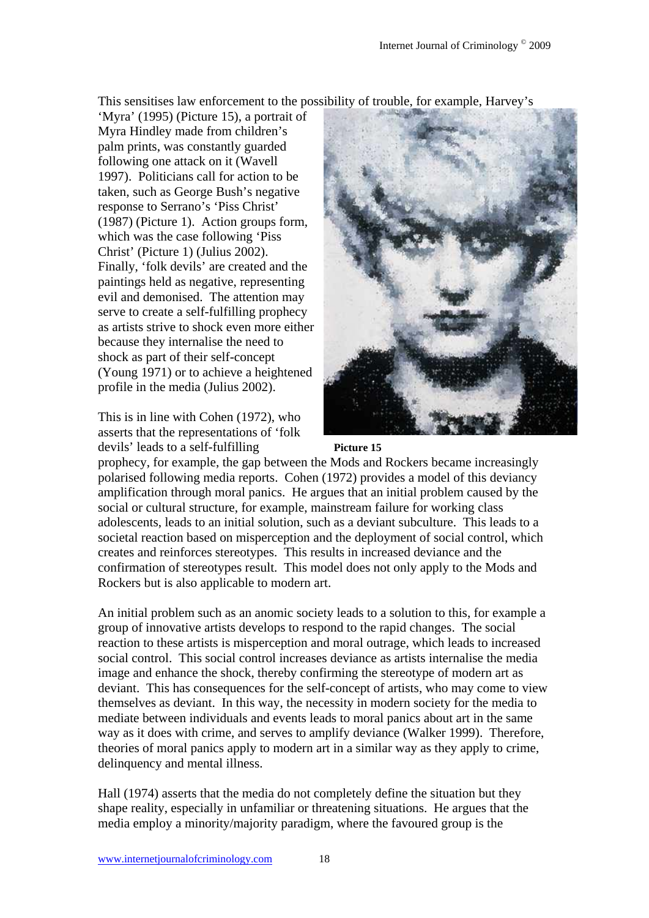This sensitises law enforcement to the possibility of trouble, for example, Harvey's 'Myra' (1995) (Picture 15), a portrait of Myra Hindley made from children's palm prints, was constantly guarded following one attack on it (Wavell 1997). Politicians call for action to be taken, such as George Bush's negative response to Serrano's 'Piss Christ' (1987) (Picture 1). Action groups form, which was the case following 'Piss Christ' (Picture 1) (Julius 2002). Finally, 'folk devils' are created and the paintings held as negative, representing evil and demonised. The attention may serve to create a self-fulfilling prophecy as artists strive to shock even more either because they internalise the need to shock as part of their self-concept (Young 1971) or to achieve a heightened profile in the media (Julius 2002).

**Picture 15**

This is in line with Cohen (1972), who asserts that the representations of 'folk devils' leads to a self-fulfilling prophecy, for example, the gap between the Mods and Rockers became increasingly polarised following media reports. Cohen (1972) provides a model of this deviancy amplification through moral panics. He argues that an initial problem caused by the social or cultural structure, for example, mainstream failure for working class adolescents, leads to an initial solution, such as a deviant subculture. This leads to a societal reaction based on misperception and the deployment of social control, which creates and reinforces stereotypes. This results in increased deviance and the confirmation of stereotypes result. This model does not only apply to the Mods and Rockers but is also applicable to modern art.

An initial problem such as an anomic society leads to a solution to this, for example a group of innovative artists develops to respond to the rapid changes. The social reaction to these artists is misperception and moral outrage, which leads to increased social control. This social control increases deviance as artists internalise the media image and enhance the shock, thereby confirming the stereotype of modern art as deviant. This has consequences for the self-concept of artists, who may come to view themselves as deviant. In this way, the necessity in modern society for the media to mediate between individuals and events leads to moral panics about art in the same way as it does with crime, and serves to amplify deviance (Walker 1999). Therefore, theories of moral panics apply to modern art in a similar way as they apply to crime, delinquency and mental illness.

Hall (1974) asserts that the media do not completely define the situation but they shape reality, especially in unfamiliar or threatening situations. He argues that the media employ a minority/majority paradigm, where the favoured group is the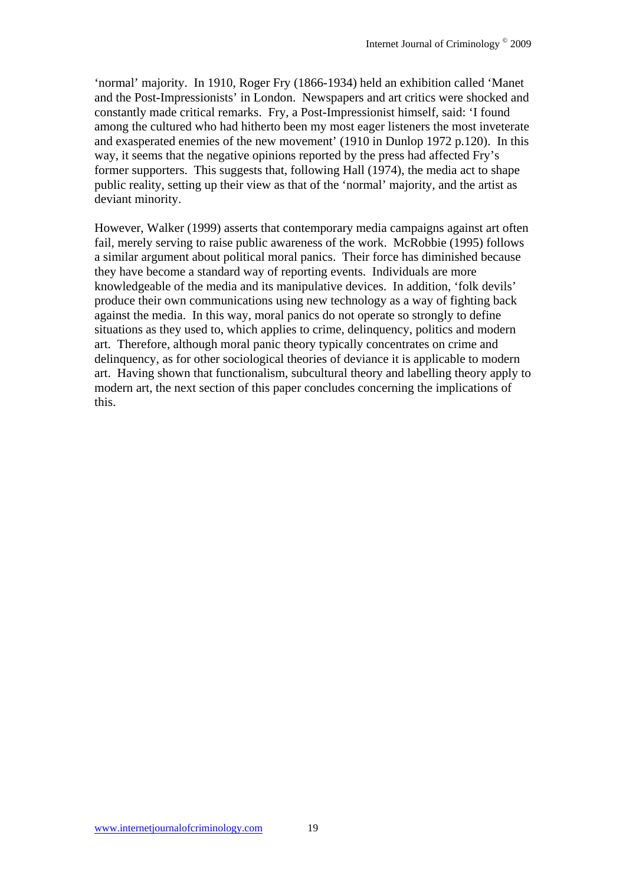'normal' majority. In 1910, Roger Fry (1866-1934) held an exhibition called 'Manet and the Post-Impressionists' in London. Newspapers and art critics were shocked and constantly made critical remarks. Fry, a Post-Impressionist himself, said: 'I found among the cultured who had hitherto been my most eager listeners the most inveterate and exasperated enemies of the new movement' (1910 in Dunlop 1972 p.120). In this way, it seems that the negative opinions reported by the press had affected Fry's former supporters. This suggests that, following Hall (1974), the media act to shape public reality, setting up their view as that of the 'normal' majority, and the artist as deviant minority.

However, Walker (1999) asserts that contemporary media campaigns against art often fail, merely serving to raise public awareness of the work. McRobbie (1995) follows a similar argument about political moral panics. Their force has diminished because they have become a standard way of reporting events. Individuals are more knowledgeable of the media and its manipulative devices. In addition, 'folk devils' produce their own communications using new technology as a way of fighting back against the media. In this way, moral panics do not operate so strongly to define situations as they used to, which applies to crime, delinquency, politics and modern art. Therefore, although moral panic theory typically concentrates on crime and delinquency, as for other sociological theories of deviance it is applicable to modern art. Having shown that functionalism, subcultural theory and labelling theory apply to modern art, the next section of this paper concludes concerning the implications of this.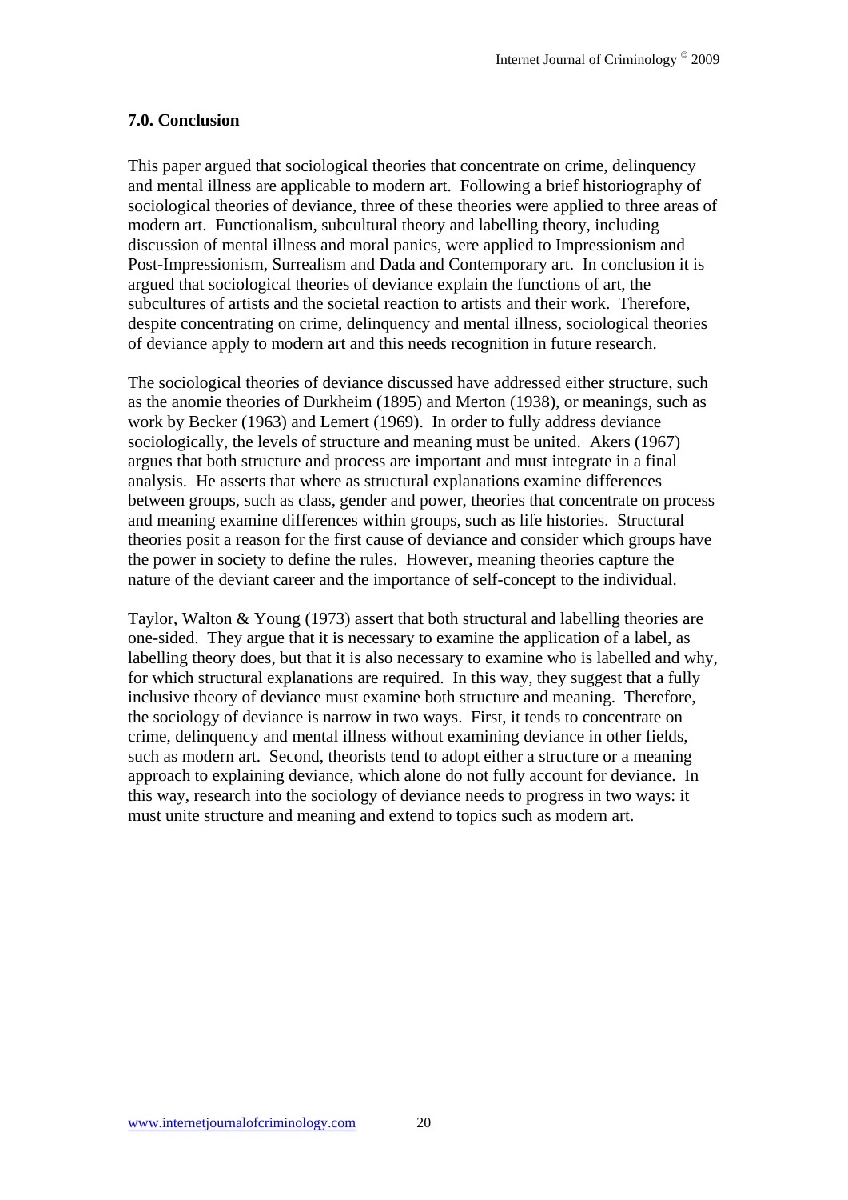## 7.0. Conclusion

This paper argued that sociological theories that concentrate on crime, delinquency and mental illness are applicable to modern art. Following a brief historiography of sociological theories of deviance, three of these theories were applied to three areas of modern art. Functionalism, subcultural theory and labelling theory, including discussion of mental illness and moral panics, were applied to Impressionism and Post-Impressionism, Surrealism and Dada and Contemporary art. In conclusion it is argued that sociological theories of deviance explain the functions of art, the subcultures of artists and the societal reaction to artists and their work. Therefore, despite concentrating on crime, delinquency and mental illness, sociological theories of deviance apply to modern art and this needs recognition in future research.

The sociological theories of deviance discussed have addressed either structure, such as the anomie theories of Durkheim (1895) and Merton (1938), or meanings, such as work by Becker (1963) and Lemert (1969). In order to fully address deviance sociologically, the levels of structure and meaning must be united. Akers (1967) argues that both structure and process are important and must integrate in a final analysis. He asserts that where as structural explanations examine differences between groups, such as class, gender and power, theories that concentrate on process and meaning examine differences within groups, such as life histories. Structural theories posit a reason for the first cause of deviance and consider which groups have the power in society to define the rules. However, meaning theories capture the nature of the deviant career and the importance of self-concept to the individual.

Taylor, Walton & Young (1973) assert that both structural and labelling theories are one-sided. They argue that it is necessary to examine the application of a label, as labelling theory does, but that it is also necessary to examine who is labelled and why, for which structural explanations are required. In this way, they suggest that a fully inclusive theory of deviance must examine both structure and meaning. Therefore, the sociology of deviance is narrow in two ways. First, it tends to concentrate on crime, delinquency and mental illness without examining deviance in other fields, such as modern art. Second, theorists tend to adopt either a structure or a meaning approach to explaining deviance, which alone do not fully account for deviance. In this way, research into the sociology of deviance needs to progress in two ways: it must unite structure and meaning and extend to topics such as modern art.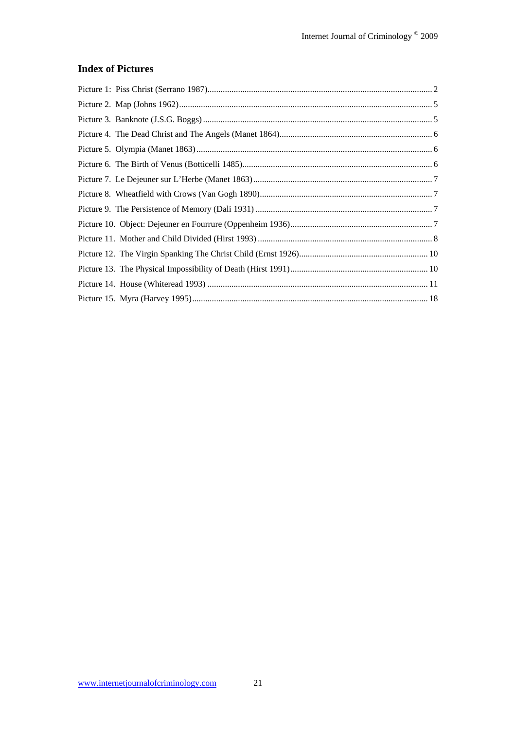## Index of Pictures

Picture 1: Piss Christ (Serrano 1987)...................................................................................................... 2

Picture 2. Map (Johns 1962)................................................................................................................... 5

Picture 3. Banknote (J.S.G. Boggs) ........................................................................................................ 5

Picture 4. The Dead Christ and The Angels (Manet 1864)..................................................................... 6

Picture 5. Olympia (Manet 1863) ........................................................................................................... 6

Picture 6. The Birth of Venus (Botticelli 1485)...................................................................................... 6

Picture 7. Le Dejeuner sur L'Herbe (Manet 1863) ................................................................................. 7

Picture 8. Wheatfield with Crows (Van Gogh 1890)............................................................................... 7

Picture 9. The Persistence of Memory (Dali 1931) ................................................................................. 7

Picture 10. Object: Dejeuner en Fourrure (Oppenheim 1936)................................................................. 7

Picture 11. Mother and Child Divided (Hirst 1993) ................................................................................ 8

Picture 12. The Virgin Spanking The Christ Child (Ernst 1926)........................................................... 10

Picture 13. The Physical Impossibility of Death (Hirst 1991)............................................................... 10

Picture 14. House (Whiteread 1993) ..................................................................................................... 11

Picture 15. Myra (Harvey 1995)............................................................................................................ 18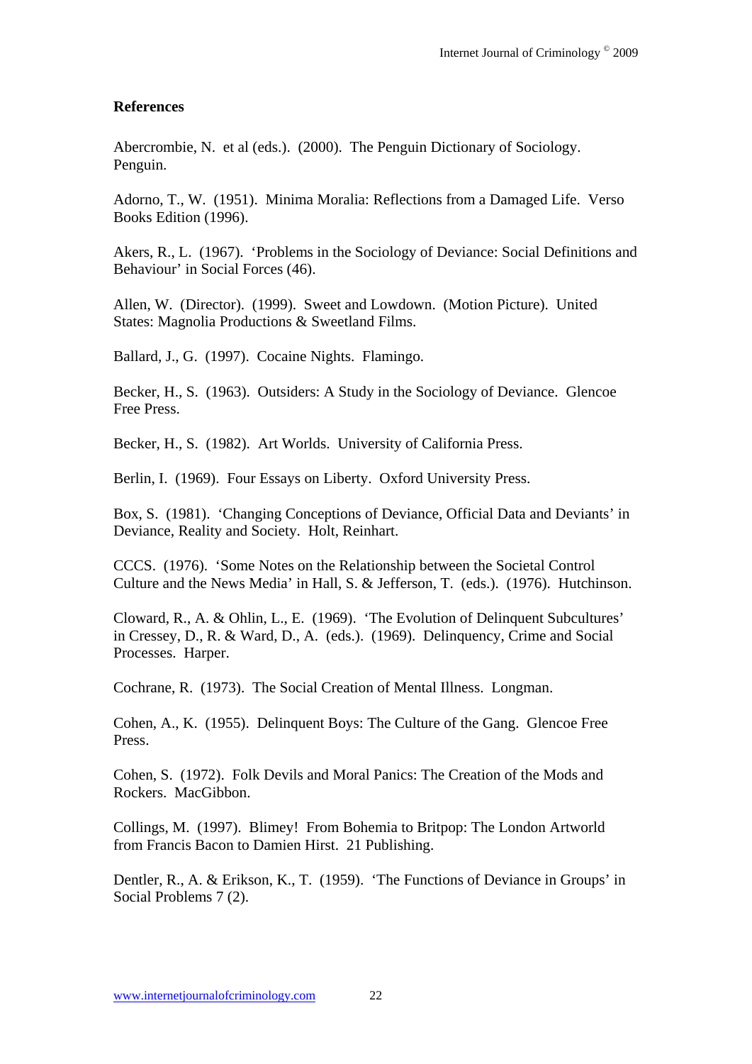## References

Abercrombie, N. et al (eds.). (2000). The Penguin Dictionary of Sociology. Penguin.

Adorno, T., W. (1951). Minima Moralia: Reflections from a Damaged Life. Verso Books Edition (1996).

Akers, R., L. (1967). 'Problems in the Sociology of Deviance: Social Definitions and Behaviour' in Social Forces (46).

Allen, W. (Director). (1999). Sweet and Lowdown. (Motion Picture). United States: Magnolia Productions & Sweetland Films.

Ballard, J., G. (1997). Cocaine Nights. Flamingo.

Becker, H., S. (1963). Outsiders: A Study in the Sociology of Deviance. Glencoe Free Press.

Becker, H., S. (1982). Art Worlds. University of California Press.

Berlin, I. (1969). Four Essays on Liberty. Oxford University Press.

Box, S. (1981). 'Changing Conceptions of Deviance, Official Data and Deviants' in Deviance, Reality and Society. Holt, Reinhart.

CCCS. (1976). 'Some Notes on the Relationship between the Societal Control Culture and the News Media' in Hall, S. & Jefferson, T. (eds.). (1976). Hutchinson.

Cloward, R., A. & Ohlin, L., E. (1969). 'The Evolution of Delinquent Subcultures' in Cressey, D., R. & Ward, D., A. (eds.). (1969). Delinquency, Crime and Social Processes. Harper.

Cochrane, R. (1973). The Social Creation of Mental Illness. Longman.

Cohen, A., K. (1955). Delinquent Boys: The Culture of the Gang. Glencoe Free Press.

Cohen, S. (1972). Folk Devils and Moral Panics: The Creation of the Mods and Rockers. MacGibbon.

Collings, M. (1997). Blimey! From Bohemia to Britpop: The London Artworld from Francis Bacon to Damien Hirst. 21 Publishing.

Dentler, R., A. & Erikson, K., T. (1959). 'The Functions of Deviance in Groups' in Social Problems 7 (2).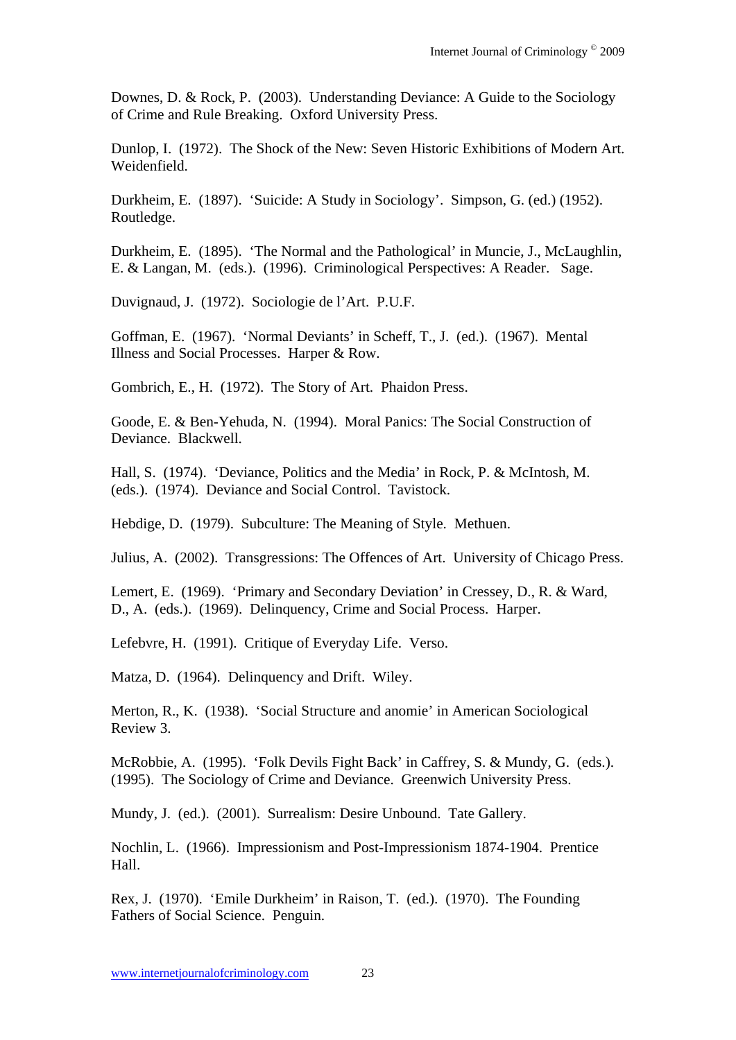Downes, D. & Rock, P. (2003). Understanding Deviance: A Guide to the Sociology of Crime and Rule Breaking. Oxford University Press.

Dunlop, I. (1972). The Shock of the New: Seven Historic Exhibitions of Modern Art. Weidenfield.

Durkheim, E. (1897). 'Suicide: A Study in Sociology'. Simpson, G. (ed.) (1952). Routledge.

Durkheim, E. (1895). 'The Normal and the Pathological' in Muncie, J., McLaughlin, E. & Langan, M. (eds.). (1996). Criminological Perspectives: A Reader. Sage.

Duvignaud, J. (1972). Sociologie de l'Art. P.U.F.

Goffman, E. (1967). 'Normal Deviants' in Scheff, T., J. (ed.). (1967). Mental Illness and Social Processes. Harper & Row.

Gombrich, E., H. (1972). The Story of Art. Phaidon Press.

Goode, E. & Ben-Yehuda, N. (1994). Moral Panics: The Social Construction of Deviance. Blackwell.

Hall, S. (1974). 'Deviance, Politics and the Media' in Rock, P. & McIntosh, M. (eds.). (1974). Deviance and Social Control. Tavistock.

Hebdige, D. (1979). Subculture: The Meaning of Style. Methuen.

Julius, A. (2002). Transgressions: The Offences of Art. University of Chicago Press.

Lemert, E. (1969). 'Primary and Secondary Deviation' in Cressey, D., R. & Ward, D., A. (eds.). (1969). Delinquency, Crime and Social Process. Harper.

Lefebvre, H. (1991). Critique of Everyday Life. Verso.

Matza, D. (1964). Delinquency and Drift. Wiley.

Merton, R., K. (1938). 'Social Structure and anomie' in American Sociological Review 3.

McRobbie, A. (1995). 'Folk Devils Fight Back' in Caffrey, S. & Mundy, G. (eds.). (1995). The Sociology of Crime and Deviance. Greenwich University Press.

Mundy, J. (ed.). (2001). Surrealism: Desire Unbound. Tate Gallery.

Nochlin, L. (1966). Impressionism and Post-Impressionism 1874-1904. Prentice Hall.

Rex, J. (1970). 'Emile Durkheim' in Raison, T. (ed.). (1970). The Founding Fathers of Social Science. Penguin.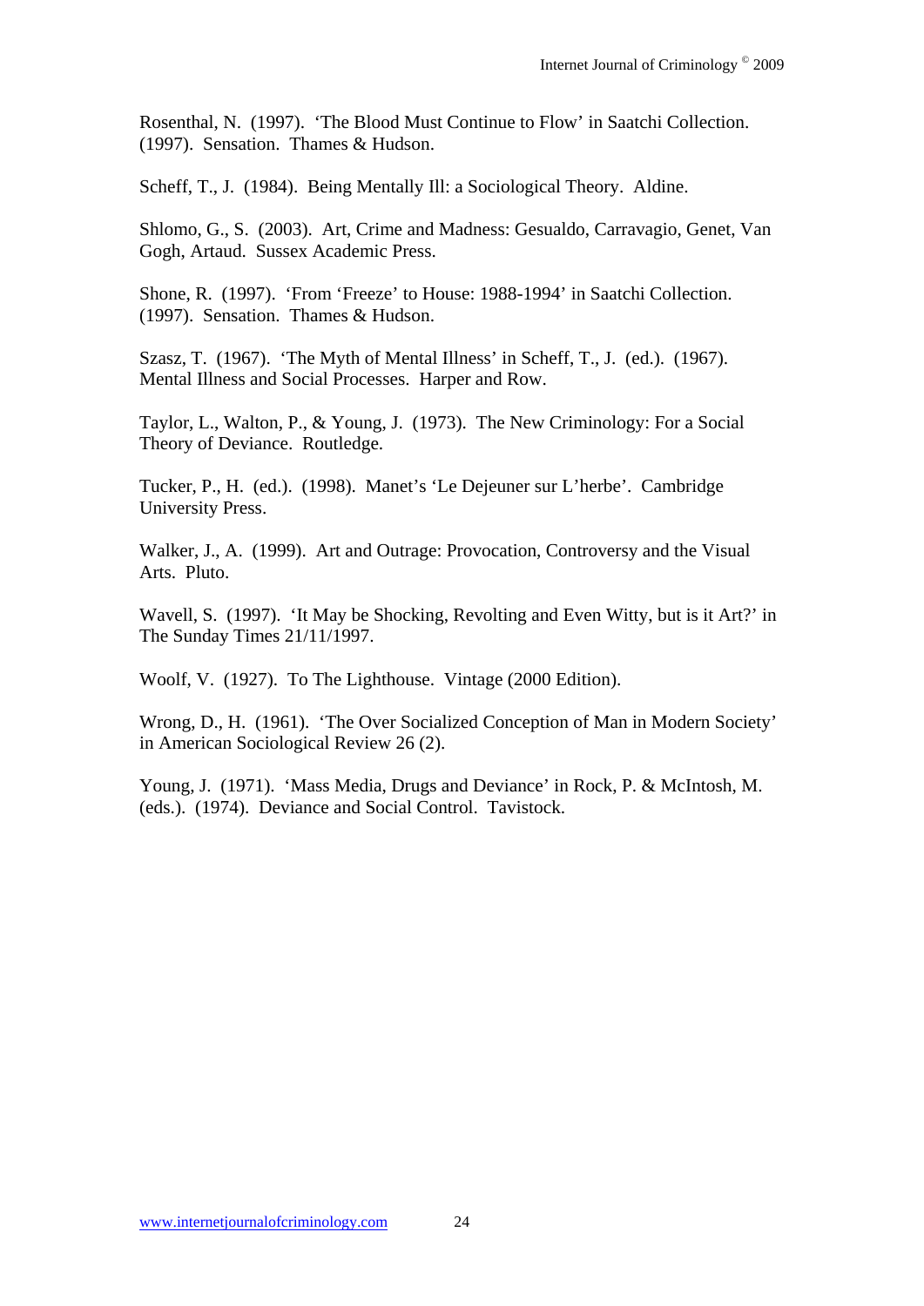Rosenthal, N. (1997). 'The Blood Must Continue to Flow' in Saatchi Collection. (1997). Sensation. Thames & Hudson.

Scheff, T., J. (1984). Being Mentally Ill: a Sociological Theory. Aldine.

Shlomo, G., S. (2003). Art, Crime and Madness: Gesualdo, Carravagio, Genet, Van Gogh, Artaud. Sussex Academic Press.

Shone, R. (1997). 'From 'Freeze' to House: 1988-1994' in Saatchi Collection. (1997). Sensation. Thames & Hudson.

Szasz, T. (1967). 'The Myth of Mental Illness' in Scheff, T., J. (ed.). (1967). Mental Illness and Social Processes. Harper and Row.

Taylor, L., Walton, P., & Young, J. (1973). The New Criminology: For a Social Theory of Deviance. Routledge.

Tucker, P., H. (ed.). (1998). Manet's 'Le Dejeuner sur L'herbe'. Cambridge University Press.

Walker, J., A. (1999). Art and Outrage: Provocation, Controversy and the Visual Arts. Pluto.

Wavell, S. (1997). 'It May be Shocking, Revolting and Even Witty, but is it Art?' in The Sunday Times 21/11/1997.

Woolf, V. (1927). To The Lighthouse. Vintage (2000 Edition).

Wrong, D., H. (1961). 'The Over Socialized Conception of Man in Modern Society' in American Sociological Review 26 (2).

Young, J. (1971). 'Mass Media, Drugs and Deviance' in Rock, P. & McIntosh, M. (eds.). (1974). Deviance and Social Control. Tavistock.